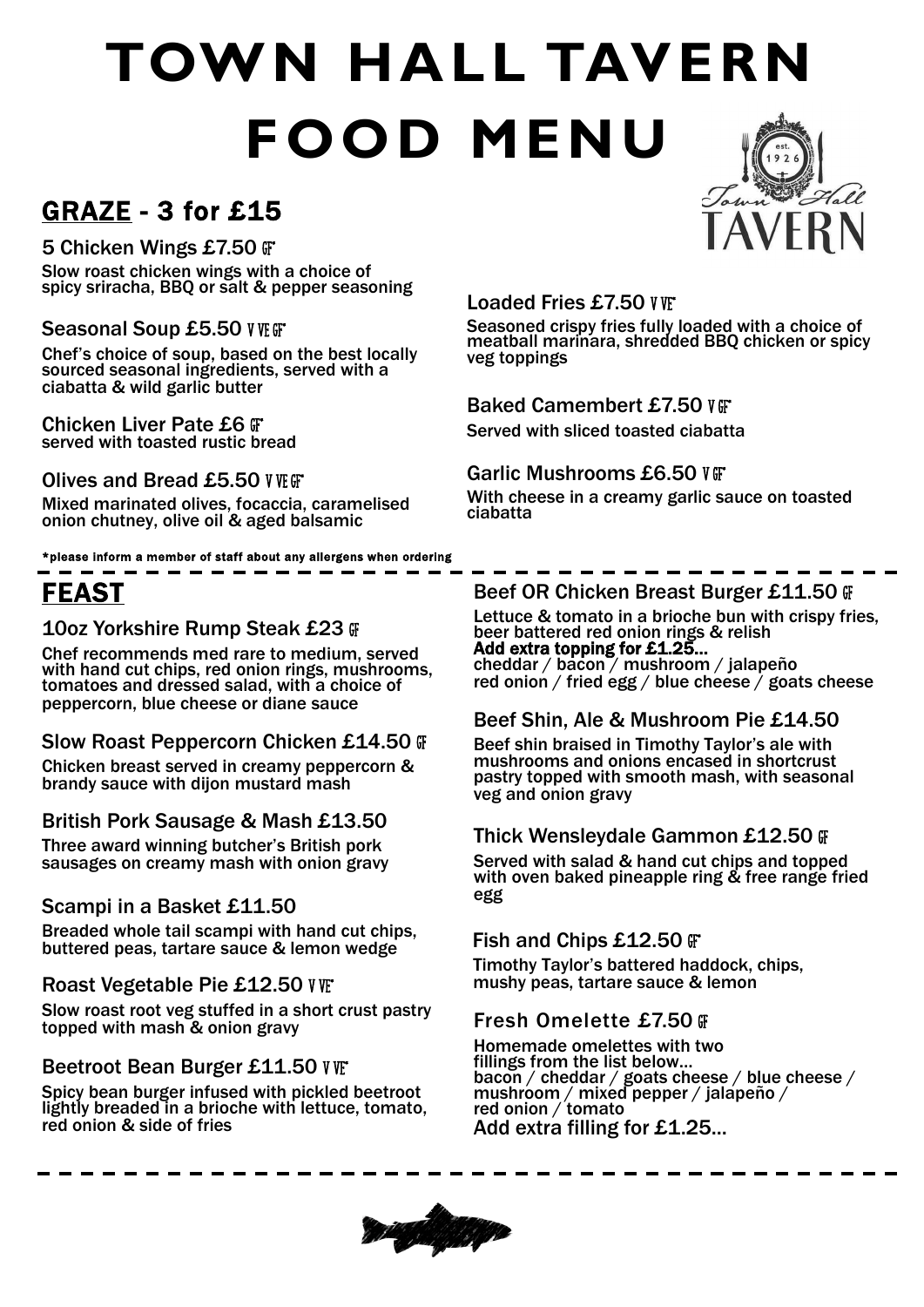# TOWN HALL TAVERN FOOD MENU

## GRAZE - 3 for £15

**5 Chicken Wings £7.50** GF
Slow roast chicken wings with a choice of spicy sriracha, BBQ or salt & pepper seasoning

**Seasonal Soup £5.50** V VE GF
Chef's choice of soup, based on the best locally sourced seasonal ingredients, served with a ciabatta & wild garlic butter

**Chicken Liver Pate £6** GF
served with toasted rustic bread

**Olives and Bread £5.50** V VE GF
Mixed marinated olives, focaccia, caramelised onion chutney, olive oil & aged balsamic

**Loaded Fries £7.50** V VE
Seasoned crispy fries fully loaded with a choice of meatball marinara, shredded BBQ chicken or spicy veg toppings

**Baked Camembert £7.50** V GF
Served with sliced toasted ciabatta

**Garlic Mushrooms £6.50** V GF
With cheese in a creamy garlic sauce on toasted ciabatta

*please inform a member of staff about any allergens when ordering

## FEAST

**10oz Yorkshire Rump Steak £23** GF
Chef recommends med rare to medium, served with hand cut chips, red onion rings, mushrooms, tomatoes and dressed salad, with a choice of peppercorn, blue cheese or diane sauce

**Slow Roast Peppercorn Chicken £14.50** GF
Chicken breast served in creamy peppercorn & brandy sauce with dijon mustard mash

**British Pork Sausage & Mash £13.50**
Three award winning butcher's British pork sausages on creamy mash with onion gravy

**Scampi in a Basket £11.50**
Breaded whole tail scampi with hand cut chips, buttered peas, tartare sauce & lemon wedge

**Roast Vegetable Pie £12.50** V VE
Slow roast root veg stuffed in a short crust pastry topped with mash & onion gravy

**Beetroot Bean Burger £11.50** V VE
Spicy bean burger infused with pickled beetroot lightly breaded in a brioche with lettuce, tomato, red onion & side of fries

**Beef OR Chicken Breast Burger £11.50** GF
Lettuce & tomato in a brioche bun with crispy fries, beer battered red onion rings & relish
**Add extra topping for £1.25...**
cheddar / bacon / mushroom / jalapeño
red onion / fried egg / blue cheese / goats cheese

**Beef Shin, Ale & Mushroom Pie £14.50**
Beef shin braised in Timothy Taylor's ale with mushrooms and onions encased in shortcrust pastry topped with smooth mash, with seasonal veg and onion gravy

**Thick Wensleydale Gammon £12.50** GF
Served with salad & hand cut chips and topped with oven baked pineapple ring & free range fried egg

**Fish and Chips £12.50** GF
Timothy Taylor's battered haddock, chips, mushy peas, tartare sauce & lemon

**Fresh Omelette £7.50** GF
Homemade omelettes with two fillings from the list below...
bacon / cheddar / goats cheese / blue cheese / mushroom / mixed pepper / jalapeño / red onion / tomato
Add extra filling for £1.25...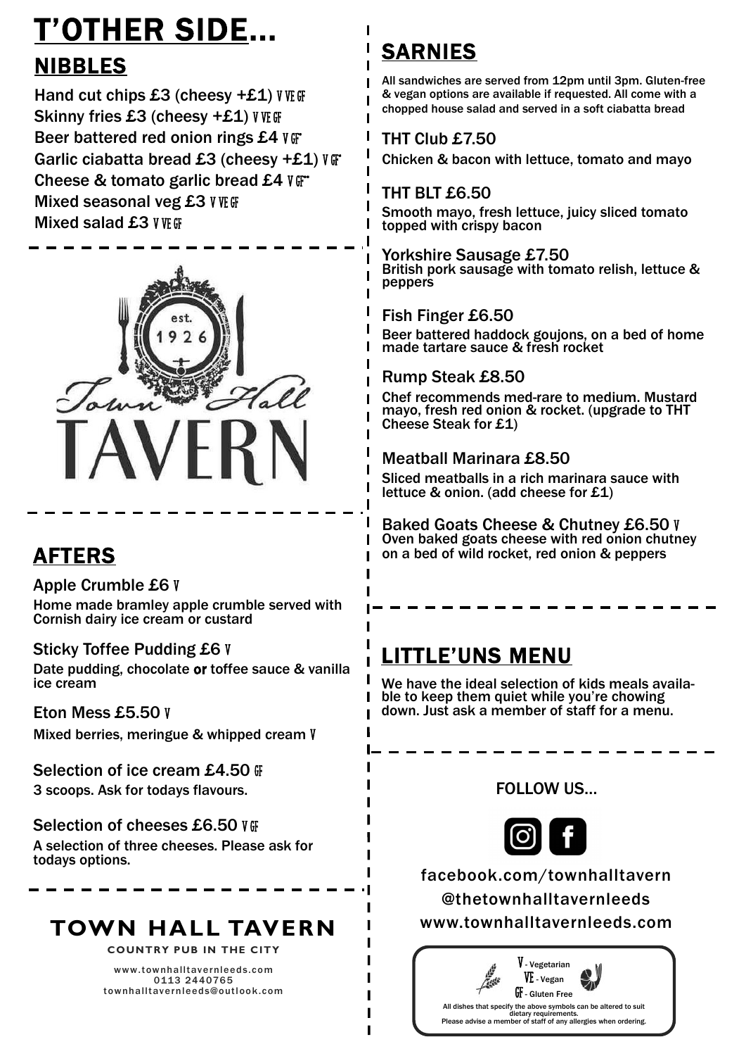# T'OTHER SIDE...

## NIBBLES

Hand cut chips £3 (cheesy +£1) V VE GF
Skinny fries £3 (cheesy +£1) V VE GF
Beer battered red onion rings £4 V GF*
Garlic ciabatta bread £3 (cheesy +£1) V GF*
Cheese & tomato garlic bread £4 V GF**
Mixed seasonal veg £3 V VE GF
Mixed salad £3 V VE GF

est. 1926
Town Hall TAVERN

## AFTERS

**Apple Crumble £6 V**
Home made bramley apple crumble served with Cornish dairy ice cream or custard

**Sticky Toffee Pudding £6 V**
Date pudding, chocolate **or** toffee sauce & vanilla ice cream

**Eton Mess £5.50 V**
Mixed berries, meringue & whipped cream V

**Selection of ice cream £4.50 GF**
3 scoops. Ask for todays flavours.

**Selection of cheeses £6.50 V GF**
A selection of three cheeses. Please ask for todays options.

**TOWN HALL TAVERN**
COUNTRY PUB IN THE CITY
www.townhalltavernleeds.com
0113 2440765
townhalltavernleeds@outlook.com

## SARNIES

All sandwiches are served from 12pm until 3pm. Gluten-free & vegan options are available if requested. All come with a chopped house salad and served in a soft ciabatta bread

**THT Club £7.50**
Chicken & bacon with lettuce, tomato and mayo

**THT BLT £6.50**
Smooth mayo, fresh lettuce, juicy sliced tomato topped with crispy bacon

**Yorkshire Sausage £7.50**
British pork sausage with tomato relish, lettuce & peppers

**Fish Finger £6.50**
Beer battered haddock goujons, on a bed of home made tartare sauce & fresh rocket

**Rump Steak £8.50**
Chef recommends med-rare to medium. Mustard mayo, fresh red onion & rocket. (upgrade to THT Cheese Steak for £1)

**Meatball Marinara £8.50**
Sliced meatballs in a rich marinara sauce with lettuce & onion. (add cheese for £1)

**Baked Goats Cheese & Chutney £6.50 V**
Oven baked goats cheese with red onion chutney on a bed of wild rocket, red onion & peppers

## LITTLE'UNS MENU

We have the ideal selection of kids meals available to keep them quiet while you're chowing down. Just ask a member of staff for a menu.

FOLLOW US...

facebook.com/townhalltavern
@thetownhalltavernleeds
www.townhalltavernleeds.com

V - Vegetarian
VE - Vegan
GF - Gluten Free

All dishes that specify the above symbols can be altered to suit dietary requirements.
Please advise a member of staff of any allergies when ordering.